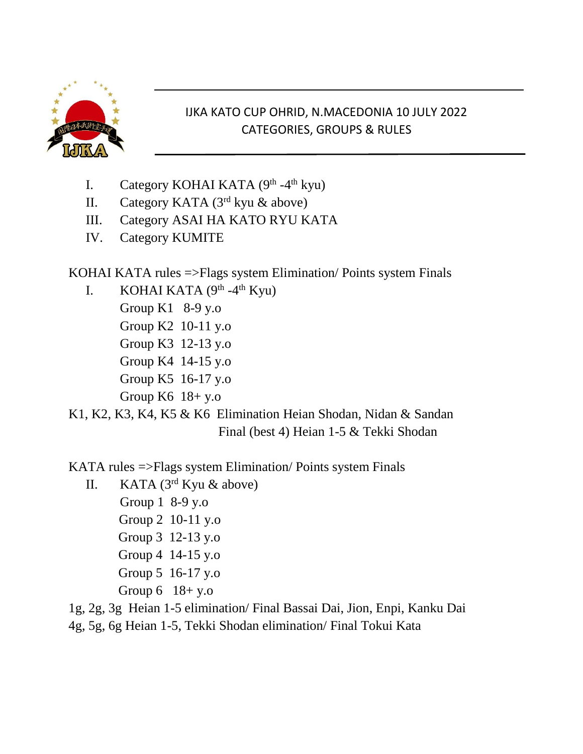# IJKA KATO CUP OHRID, N.MACEDONIA 10 JULY 2022
## CATEGORIES, GROUPS & RULES

I. Category KOHAI KATA (9th -4th kyu)
II. Category KATA (3rd kyu & above)
III. Category ASAI HA KATO RYU KATA
IV. Category KUMITE

KOHAI KATA rules =>Flags system Elimination/ Points system Finals

I. KOHAI KATA (9th -4th Kyu)
- Group K1 8-9 y.o
- Group K2 10-11 y.o
- Group K3 12-13 y.o
- Group K4 14-15 y.o
- Group K5 16-17 y.o
- Group K6 18+ y.o

K1, K2, K3, K4, K5 & K6 Elimination Heian Shodan, Nidan & Sandan
Final (best 4) Heian 1-5 & Tekki Shodan

KATA rules =>Flags system Elimination/ Points system Finals

II. KATA (3rd Kyu & above)
- Group 1 8-9 y.o
- Group 2 10-11 y.o
- Group 3 12-13 y.o
- Group 4 14-15 y.o
- Group 5 16-17 y.o
- Group 6 18+ y.o

1g, 2g, 3g Heian 1-5 elimination/ Final Bassai Dai, Jion, Enpi, Kanku Dai
4g, 5g, 6g Heian 1-5, Tekki Shodan elimination/ Final Tokui Kata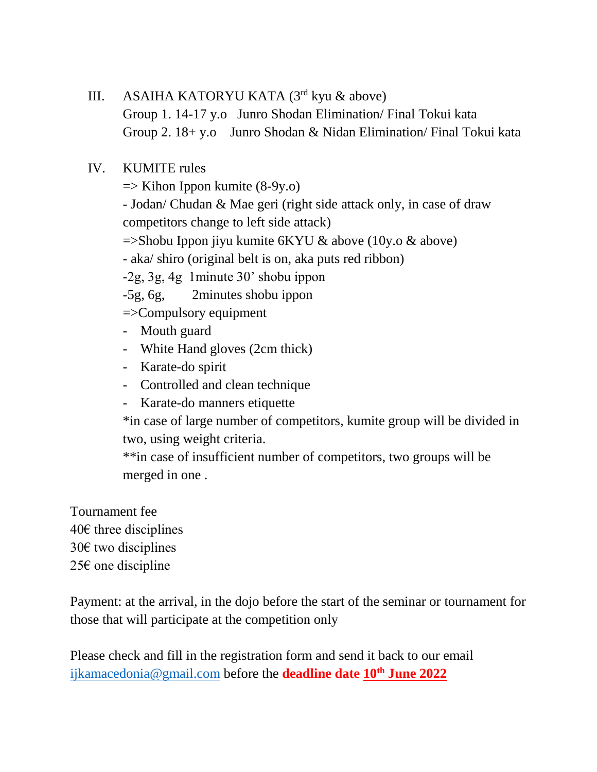III. ASAIHA KATORYU KATA (3rd kyu & above)
   Group 1. 14-17 y.o   Junro Shodan Elimination/ Final Tokui kata
   Group 2. 18+ y.o   Junro Shodan & Nidan Elimination/ Final Tokui kata

IV. KUMITE rules
   => Kihon Ippon kumite (8-9y.o)
   - Jodan/ Chudan & Mae geri (right side attack only, in case of draw competitors change to left side attack)
   =>Shobu Ippon jiyu kumite 6KYU & above (10y.o & above)
   - aka/ shiro (original belt is on, aka puts red ribbon)
   -2g, 3g, 4g  1minute 30' shobu ippon
   -5g, 6g,  2minutes shobu ippon
   =>Compulsory equipment
   - Mouth guard
   - White Hand gloves (2cm thick)
   - Karate-do spirit
   - Controlled and clean technique
   - Karate-do manners etiquette

   *in case of large number of competitors, kumite group will be divided in two, using weight criteria.
   **in case of insufficient number of competitors, two groups will be merged in one .

Tournament fee
40€ three disciplines
30€ two disciplines
25€ one discipline

Payment: at the arrival, in the dojo before the start of the seminar or tournament for those that will participate at the competition only

Please check and fill in the registration form and send it back to our email ijkamacedonia@gmail.com before the **deadline date 10th June 2022**